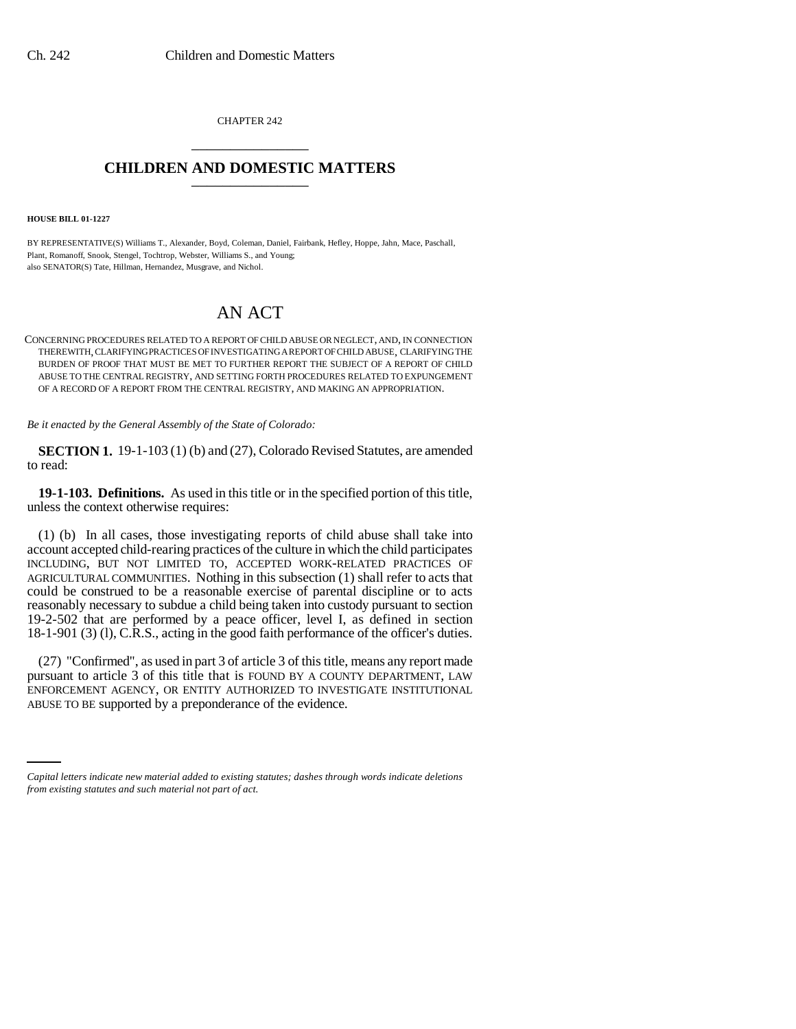CHAPTER 242

# CHILDREN AND DOMESTIC MATTERS

**HOUSE BILL 01-1227**

BY REPRESENTATIVE(S) Williams T., Alexander, Boyd, Coleman, Daniel, Fairbank, Hefley, Hoppe, Jahn, Mace, Paschall, Plant, Romanoff, Snook, Stengel, Tochtrop, Webster, Williams S., and Young;
also SENATOR(S) Tate, Hillman, Hernandez, Musgrave, and Nichol.

# AN ACT

CONCERNING PROCEDURES RELATED TO A REPORT OF CHILD ABUSE OR NEGLECT, AND, IN CONNECTION THEREWITH, CLARIFYING PRACTICES OF INVESTIGATING A REPORT OF CHILD ABUSE, CLARIFYING THE BURDEN OF PROOF THAT MUST BE MET TO FURTHER REPORT THE SUBJECT OF A REPORT OF CHILD ABUSE TO THE CENTRAL REGISTRY, AND SETTING FORTH PROCEDURES RELATED TO EXPUNGEMENT OF A RECORD OF A REPORT FROM THE CENTRAL REGISTRY, AND MAKING AN APPROPRIATION.

*Be it enacted by the General Assembly of the State of Colorado:*

**SECTION 1.** 19-1-103 (1) (b) and (27), Colorado Revised Statutes, are amended to read:

**19-1-103. Definitions.** As used in this title or in the specified portion of this title, unless the context otherwise requires:

(1) (b) In all cases, those investigating reports of child abuse shall take into account accepted child-rearing practices of the culture in which the child participates INCLUDING, BUT NOT LIMITED TO, ACCEPTED WORK-RELATED PRACTICES OF AGRICULTURAL COMMUNITIES. Nothing in this subsection (1) shall refer to acts that could be construed to be a reasonable exercise of parental discipline or to acts reasonably necessary to subdue a child being taken into custody pursuant to section 19-2-502 that are performed by a peace officer, level I, as defined in section 18-1-901 (3) (l), C.R.S., acting in the good faith performance of the officer's duties.

(27) "Confirmed", as used in part 3 of article 3 of this title, means any report made pursuant to article 3 of this title that is FOUND BY A COUNTY DEPARTMENT, LAW ENFORCEMENT AGENCY, OR ENTITY AUTHORIZED TO INVESTIGATE INSTITUTIONAL ABUSE TO BE supported by a preponderance of the evidence.

*Capital letters indicate new material added to existing statutes; dashes through words indicate deletions from existing statutes and such material not part of act.*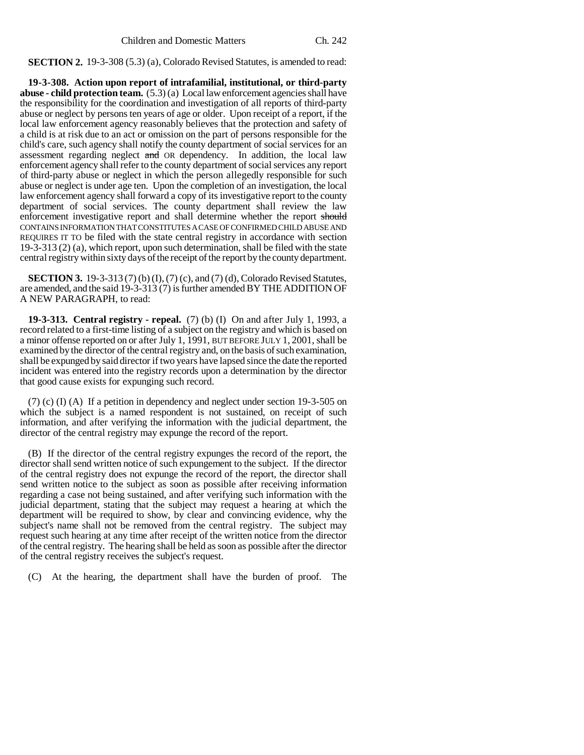**SECTION 2.** 19-3-308 (5.3) (a), Colorado Revised Statutes, is amended to read:

**19-3-308. Action upon report of intrafamilial, institutional, or third-party abuse - child protection team.** (5.3) (a) Local law enforcement agencies shall have the responsibility for the coordination and investigation of all reports of third-party abuse or neglect by persons ten years of age or older. Upon receipt of a report, if the local law enforcement agency reasonably believes that the protection and safety of a child is at risk due to an act or omission on the part of persons responsible for the child's care, such agency shall notify the county department of social services for an assessment regarding neglect ~~and~~ OR dependency. In addition, the local law enforcement agency shall refer to the county department of social services any report of third-party abuse or neglect in which the person allegedly responsible for such abuse or neglect is under age ten. Upon the completion of an investigation, the local law enforcement agency shall forward a copy of its investigative report to the county department of social services. The county department shall review the law enforcement investigative report and shall determine whether the report ~~should~~ CONTAINS INFORMATION THAT CONSTITUTES A CASE OF CONFIRMED CHILD ABUSE AND REQUIRES IT TO be filed with the state central registry in accordance with section 19-3-313 (2) (a), which report, upon such determination, shall be filed with the state central registry within sixty days of the receipt of the report by the county department.

**SECTION 3.** 19-3-313 (7) (b) (I), (7) (c), and (7) (d), Colorado Revised Statutes, are amended, and the said 19-3-313 (7) is further amended BY THE ADDITION OF A NEW PARAGRAPH, to read:

**19-3-313. Central registry - repeal.** (7) (b) (I) On and after July 1, 1993, a record related to a first-time listing of a subject on the registry and which is based on a minor offense reported on or after July 1, 1991, BUT BEFORE JULY 1, 2001, shall be examined by the director of the central registry and, on the basis of such examination, shall be expunged by said director if two years have lapsed since the date the reported incident was entered into the registry records upon a determination by the director that good cause exists for expunging such record.

(7) (c) (I) (A) If a petition in dependency and neglect under section 19-3-505 on which the subject is a named respondent is not sustained, on receipt of such information, and after verifying the information with the judicial department, the director of the central registry may expunge the record of the report.

(B) If the director of the central registry expunges the record of the report, the director shall send written notice of such expungement to the subject. If the director of the central registry does not expunge the record of the report, the director shall send written notice to the subject as soon as possible after receiving information regarding a case not being sustained, and after verifying such information with the judicial department, stating that the subject may request a hearing at which the department will be required to show, by clear and convincing evidence, why the subject's name shall not be removed from the central registry. The subject may request such hearing at any time after receipt of the written notice from the director of the central registry. The hearing shall be held as soon as possible after the director of the central registry receives the subject's request.

(C) At the hearing, the department shall have the burden of proof. The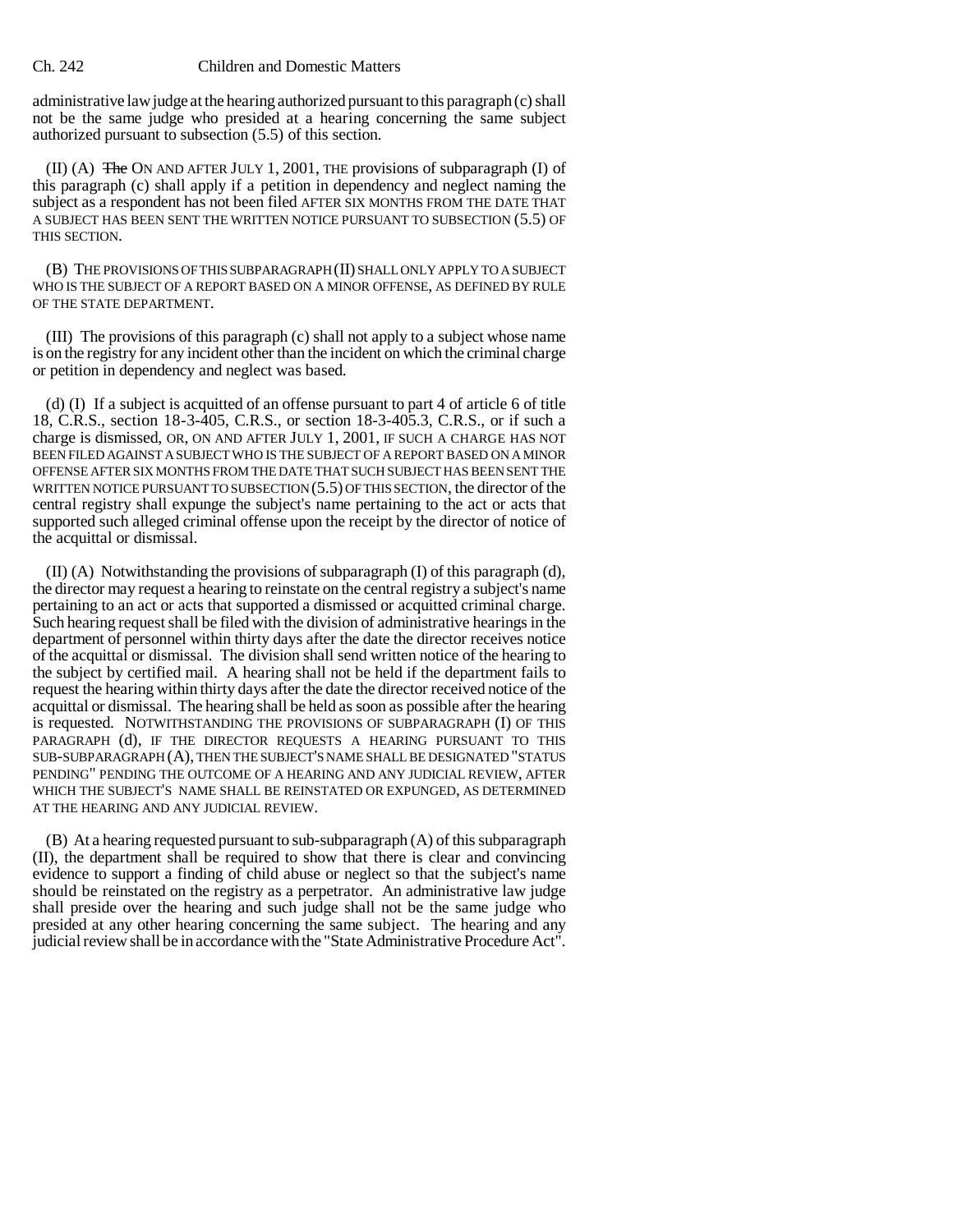administrative law judge at the hearing authorized pursuant to this paragraph (c) shall not be the same judge who presided at a hearing concerning the same subject authorized pursuant to subsection (5.5) of this section.

(II) (A) ~~The~~ ON AND AFTER JULY 1, 2001, THE provisions of subparagraph (I) of this paragraph (c) shall apply if a petition in dependency and neglect naming the subject as a respondent has not been filed AFTER SIX MONTHS FROM THE DATE THAT A SUBJECT HAS BEEN SENT THE WRITTEN NOTICE PURSUANT TO SUBSECTION (5.5) OF THIS SECTION.

(B) THE PROVISIONS OF THIS SUBPARAGRAPH (II) SHALL ONLY APPLY TO A SUBJECT WHO IS THE SUBJECT OF A REPORT BASED ON A MINOR OFFENSE, AS DEFINED BY RULE OF THE STATE DEPARTMENT.

(III) The provisions of this paragraph (c) shall not apply to a subject whose name is on the registry for any incident other than the incident on which the criminal charge or petition in dependency and neglect was based.

(d) (I) If a subject is acquitted of an offense pursuant to part 4 of article 6 of title 18, C.R.S., section 18-3-405, C.R.S., or section 18-3-405.3, C.R.S., or if such a charge is dismissed, OR, ON AND AFTER JULY 1, 2001, IF SUCH A CHARGE HAS NOT BEEN FILED AGAINST A SUBJECT WHO IS THE SUBJECT OF A REPORT BASED ON A MINOR OFFENSE AFTER SIX MONTHS FROM THE DATE THAT SUCH SUBJECT HAS BEEN SENT THE WRITTEN NOTICE PURSUANT TO SUBSECTION (5.5) OF THIS SECTION, the director of the central registry shall expunge the subject's name pertaining to the act or acts that supported such alleged criminal offense upon the receipt by the director of notice of the acquittal or dismissal.

(II) (A) Notwithstanding the provisions of subparagraph (I) of this paragraph (d), the director may request a hearing to reinstate on the central registry a subject's name pertaining to an act or acts that supported a dismissed or acquitted criminal charge. Such hearing request shall be filed with the division of administrative hearings in the department of personnel within thirty days after the date the director receives notice of the acquittal or dismissal. The division shall send written notice of the hearing to the subject by certified mail. A hearing shall not be held if the department fails to request the hearing within thirty days after the date the director received notice of the acquittal or dismissal. The hearing shall be held as soon as possible after the hearing is requested. NOTWITHSTANDING THE PROVISIONS OF SUBPARAGRAPH (I) OF THIS PARAGRAPH (d), IF THE DIRECTOR REQUESTS A HEARING PURSUANT TO THIS SUB-SUBPARAGRAPH (A), THEN THE SUBJECT'S NAME SHALL BE DESIGNATED "STATUS PENDING" PENDING THE OUTCOME OF A HEARING AND ANY JUDICIAL REVIEW, AFTER WHICH THE SUBJECT'S NAME SHALL BE REINSTATED OR EXPUNGED, AS DETERMINED AT THE HEARING AND ANY JUDICIAL REVIEW.

(B) At a hearing requested pursuant to sub-subparagraph (A) of this subparagraph (II), the department shall be required to show that there is clear and convincing evidence to support a finding of child abuse or neglect so that the subject's name should be reinstated on the registry as a perpetrator. An administrative law judge shall preside over the hearing and such judge shall not be the same judge who presided at any other hearing concerning the same subject. The hearing and any judicial review shall be in accordance with the "State Administrative Procedure Act".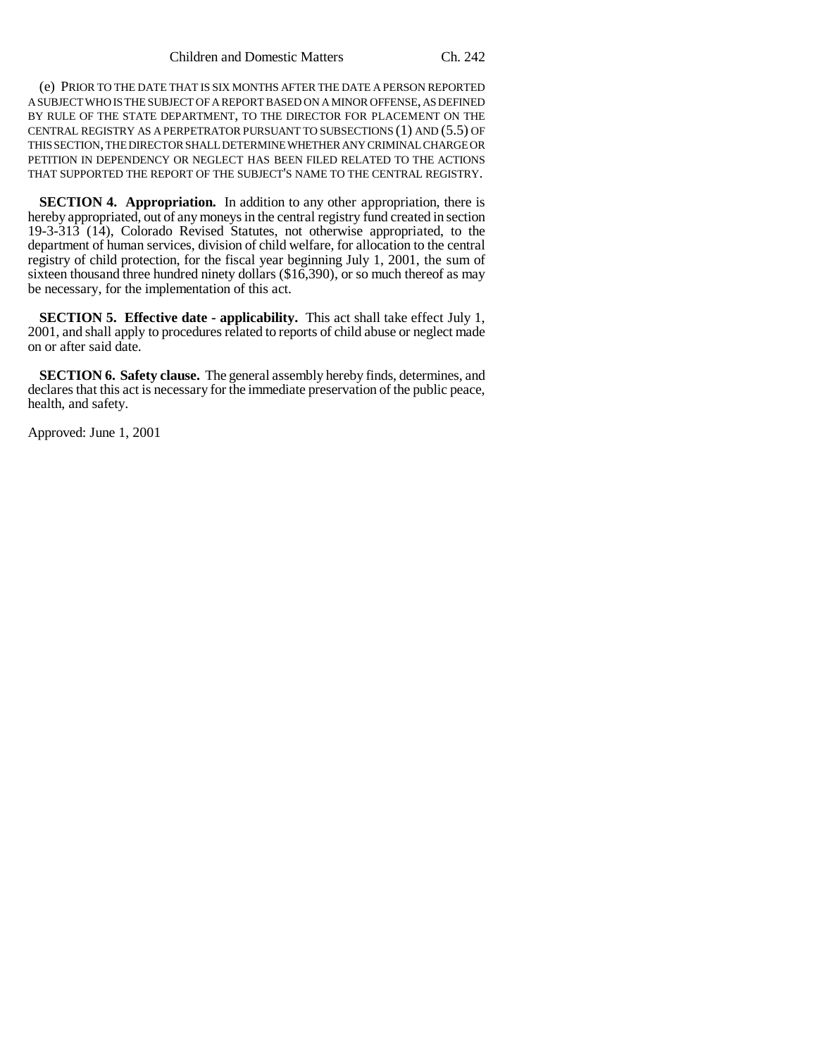(e) PRIOR TO THE DATE THAT IS SIX MONTHS AFTER THE DATE A PERSON REPORTED A SUBJECT WHO IS THE SUBJECT OF A REPORT BASED ON A MINOR OFFENSE, AS DEFINED BY RULE OF THE STATE DEPARTMENT, TO THE DIRECTOR FOR PLACEMENT ON THE CENTRAL REGISTRY AS A PERPETRATOR PURSUANT TO SUBSECTIONS (1) AND (5.5) OF THIS SECTION, THE DIRECTOR SHALL DETERMINE WHETHER ANY CRIMINAL CHARGE OR PETITION IN DEPENDENCY OR NEGLECT HAS BEEN FILED RELATED TO THE ACTIONS THAT SUPPORTED THE REPORT OF THE SUBJECT'S NAME TO THE CENTRAL REGISTRY.

**SECTION 4. Appropriation.** In addition to any other appropriation, there is hereby appropriated, out of any moneys in the central registry fund created in section 19-3-313 (14), Colorado Revised Statutes, not otherwise appropriated, to the department of human services, division of child welfare, for allocation to the central registry of child protection, for the fiscal year beginning July 1, 2001, the sum of sixteen thousand three hundred ninety dollars ($16,390), or so much thereof as may be necessary, for the implementation of this act.

**SECTION 5. Effective date - applicability.** This act shall take effect July 1, 2001, and shall apply to procedures related to reports of child abuse or neglect made on or after said date.

**SECTION 6. Safety clause.** The general assembly hereby finds, determines, and declares that this act is necessary for the immediate preservation of the public peace, health, and safety.

Approved: June 1, 2001